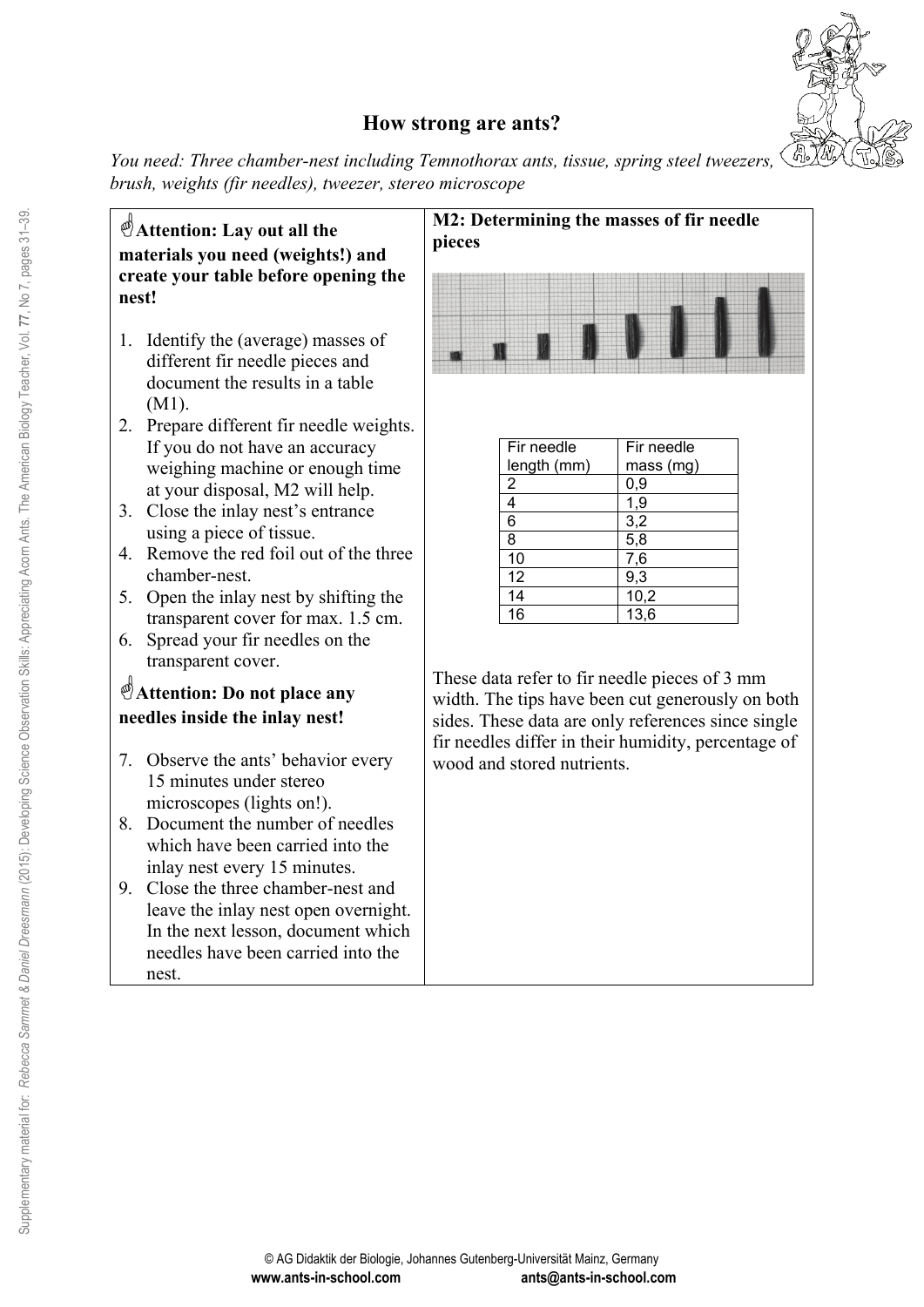# How strong are ants?

*You need: Three chamber-nest including Temnothorax ants, tissue, spring steel tweezers, brush, weights (fir needles), tweezer, stereo microscope*

☝**Attention: Lay out all the materials you need (weights!) and create your table before opening the nest!**

1. Identify the (average) masses of different fir needle pieces and document the results in a table (M1).
2. Prepare different fir needle weights. If you do not have an accuracy weighing machine or enough time at your disposal, M2 will help.
3. Close the inlay nest's entrance using a piece of tissue.
4. Remove the red foil out of the three chamber-nest.
5. Open the inlay nest by shifting the transparent cover for max. 1.5 cm.
6. Spread your fir needles on the transparent cover.

☝**Attention: Do not place any needles inside the inlay nest!**

7. Observe the ants' behavior every 15 minutes under stereo microscopes (lights on!).
8. Document the number of needles which have been carried into the inlay nest every 15 minutes.
9. Close the three chamber-nest and leave the inlay nest open overnight. In the next lesson, document which needles have been carried into the nest.

**M2: Determining the masses of fir needle pieces**

| Fir needle length (mm) | Fir needle mass (mg) |
|---|---|
| 2 | 0,9 |
| 4 | 1,9 |
| 6 | 3,2 |
| 8 | 5,8 |
| 10 | 7,6 |
| 12 | 9,3 |
| 14 | 10,2 |
| 16 | 13,6 |

These data refer to fir needle pieces of 3 mm width. The tips have been cut generously on both sides. These data are only references since single fir needles differ in their humidity, percentage of wood and stored nutrients.

© AG Didaktik der Biologie, Johannes Gutenberg-Universität Mainz, Germany
**www.ants-in-school.com** **ants@ants-in-school.com**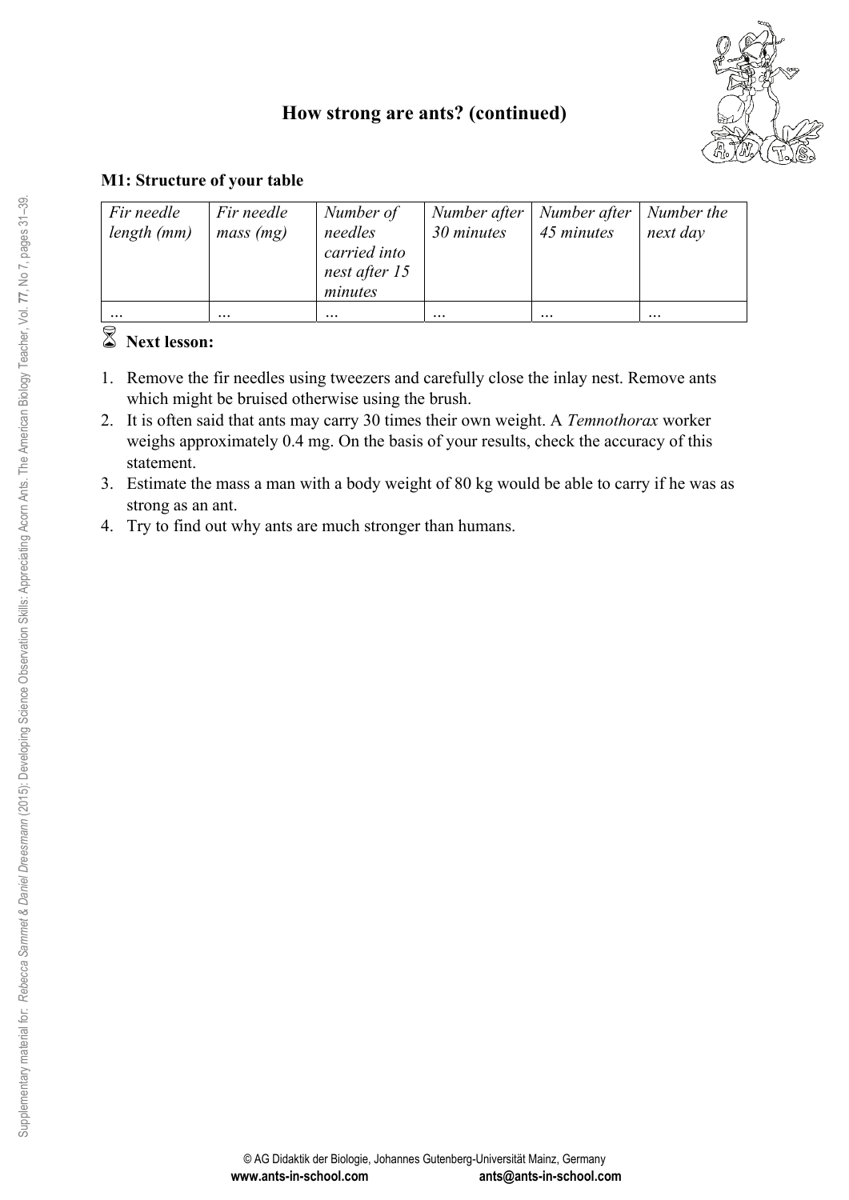## How strong are ants? (continued)

**M1: Structure of your table**

| *Fir needle length (mm)* | *Fir needle mass (mg)* | *Number of needles carried into nest after 15 minutes* | *Number after 30 minutes* | *Number after 45 minutes* | *Number the next day* |
|---|---|---|---|---|---|
| ... | ... | ... | ... | ... | ... |

⌛ **Next lesson:**

1. Remove the fir needles using tweezers and carefully close the inlay nest. Remove ants which might be bruised otherwise using the brush.
2. It is often said that ants may carry 30 times their own weight. A *Temnothorax* worker weighs approximately 0.4 mg. On the basis of your results, check the accuracy of this statement.
3. Estimate the mass a man with a body weight of 80 kg would be able to carry if he was as strong as an ant.
4. Try to find out why ants are much stronger than humans.

© AG Didaktik der Biologie, Johannes Gutenberg-Universität Mainz, Germany
**www.ants-in-school.com** **ants@ants-in-school.com**